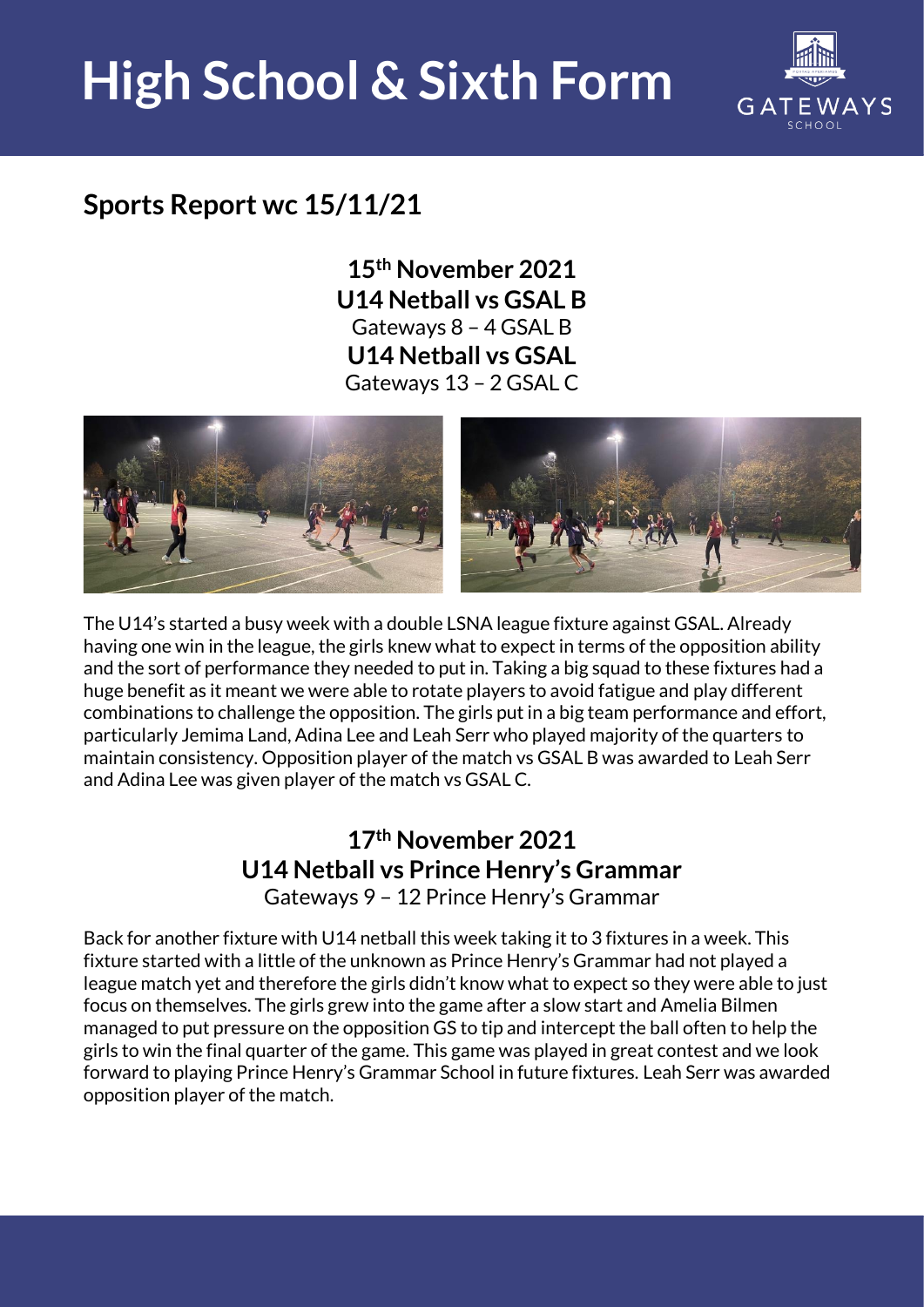# High School & Sixth Form

## Sports Report wc 15/11/21

**15th November 2021**
**U14 Netball vs GSAL B**
Gateways 8 – 4 GSAL B
**U14 Netball vs GSAL**
Gateways 13 – 2 GSAL C

The U14's started a busy week with a double LSNA league fixture against GSAL. Already having one win in the league, the girls knew what to expect in terms of the opposition ability and the sort of performance they needed to put in. Taking a big squad to these fixtures had a huge benefit as it meant we were able to rotate players to avoid fatigue and play different combinations to challenge the opposition. The girls put in a big team performance and effort, particularly Jemima Land, Adina Lee and Leah Serr who played majority of the quarters to maintain consistency. Opposition player of the match vs GSAL B was awarded to Leah Serr and Adina Lee was given player of the match vs GSAL C.

**17th November 2021**
**U14 Netball vs Prince Henry's Grammar**
Gateways 9 – 12 Prince Henry's Grammar

Back for another fixture with U14 netball this week taking it to 3 fixtures in a week. This fixture started with a little of the unknown as Prince Henry's Grammar had not played a league match yet and therefore the girls didn't know what to expect so they were able to just focus on themselves. The girls grew into the game after a slow start and Amelia Bilmen managed to put pressure on the opposition GS to tip and intercept the ball often to help the girls to win the final quarter of the game. This game was played in great contest and we look forward to playing Prince Henry's Grammar School in future fixtures. Leah Serr was awarded opposition player of the match.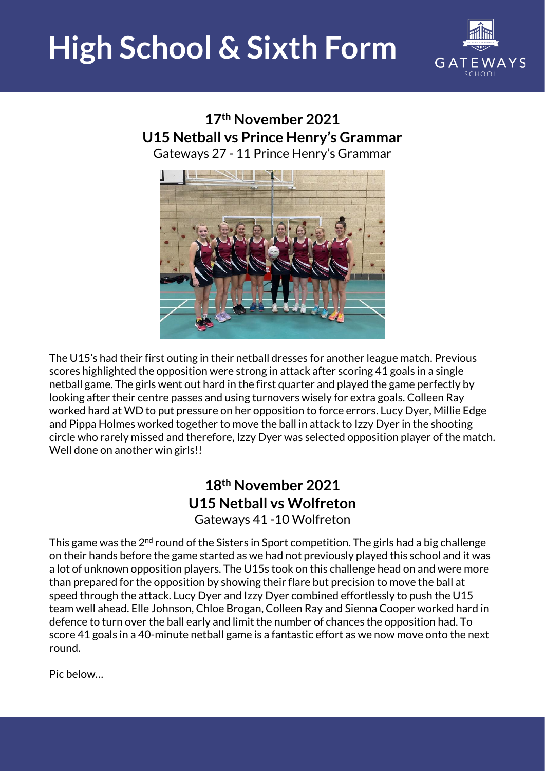# High School & Sixth Form

## 17th November 2021
## U15 Netball vs Prince Henry's Grammar

Gateways 27 - 11 Prince Henry's Grammar

The U15's had their first outing in their netball dresses for another league match. Previous scores highlighted the opposition were strong in attack after scoring 41 goals in a single netball game. The girls went out hard in the first quarter and played the game perfectly by looking after their centre passes and using turnovers wisely for extra goals. Colleen Ray worked hard at WD to put pressure on her opposition to force errors. Lucy Dyer, Millie Edge and Pippa Holmes worked together to move the ball in attack to Izzy Dyer in the shooting circle who rarely missed and therefore, Izzy Dyer was selected opposition player of the match. Well done on another win girls!!

## 18th November 2021
## U15 Netball vs Wolfreton

Gateways 41 -10 Wolfreton

This game was the 2nd round of the Sisters in Sport competition. The girls had a big challenge on their hands before the game started as we had not previously played this school and it was a lot of unknown opposition players. The U15s took on this challenge head on and were more than prepared for the opposition by showing their flare but precision to move the ball at speed through the attack. Lucy Dyer and Izzy Dyer combined effortlessly to push the U15 team well ahead. Elle Johnson, Chloe Brogan, Colleen Ray and Sienna Cooper worked hard in defence to turn over the ball early and limit the number of chances the opposition had. To score 41 goals in a 40-minute netball game is a fantastic effort as we now move onto the next round.

Pic below…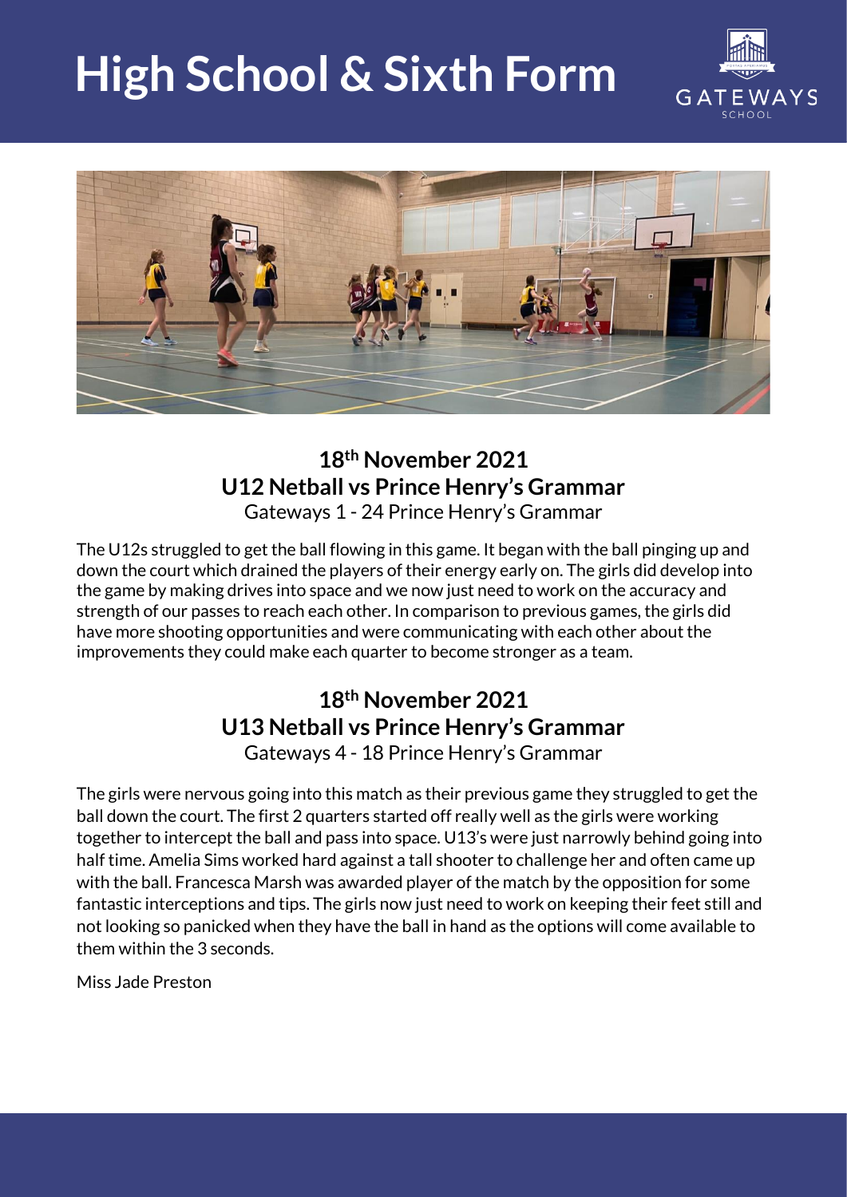# High School & Sixth Form

### 18th November 2021
### U12 Netball vs Prince Henry's Grammar

Gateways 1 - 24 Prince Henry's Grammar

The U12s struggled to get the ball flowing in this game. It began with the ball pinging up and down the court which drained the players of their energy early on. The girls did develop into the game by making drives into space and we now just need to work on the accuracy and strength of our passes to reach each other. In comparison to previous games, the girls did have more shooting opportunities and were communicating with each other about the improvements they could make each quarter to become stronger as a team.

### 18th November 2021
### U13 Netball vs Prince Henry's Grammar

Gateways 4 - 18 Prince Henry's Grammar

The girls were nervous going into this match as their previous game they struggled to get the ball down the court. The first 2 quarters started off really well as the girls were working together to intercept the ball and pass into space. U13's were just narrowly behind going into half time. Amelia Sims worked hard against a tall shooter to challenge her and often came up with the ball. Francesca Marsh was awarded player of the match by the opposition for some fantastic interceptions and tips. The girls now just need to work on keeping their feet still and not looking so panicked when they have the ball in hand as the options will come available to them within the 3 seconds.

Miss Jade Preston